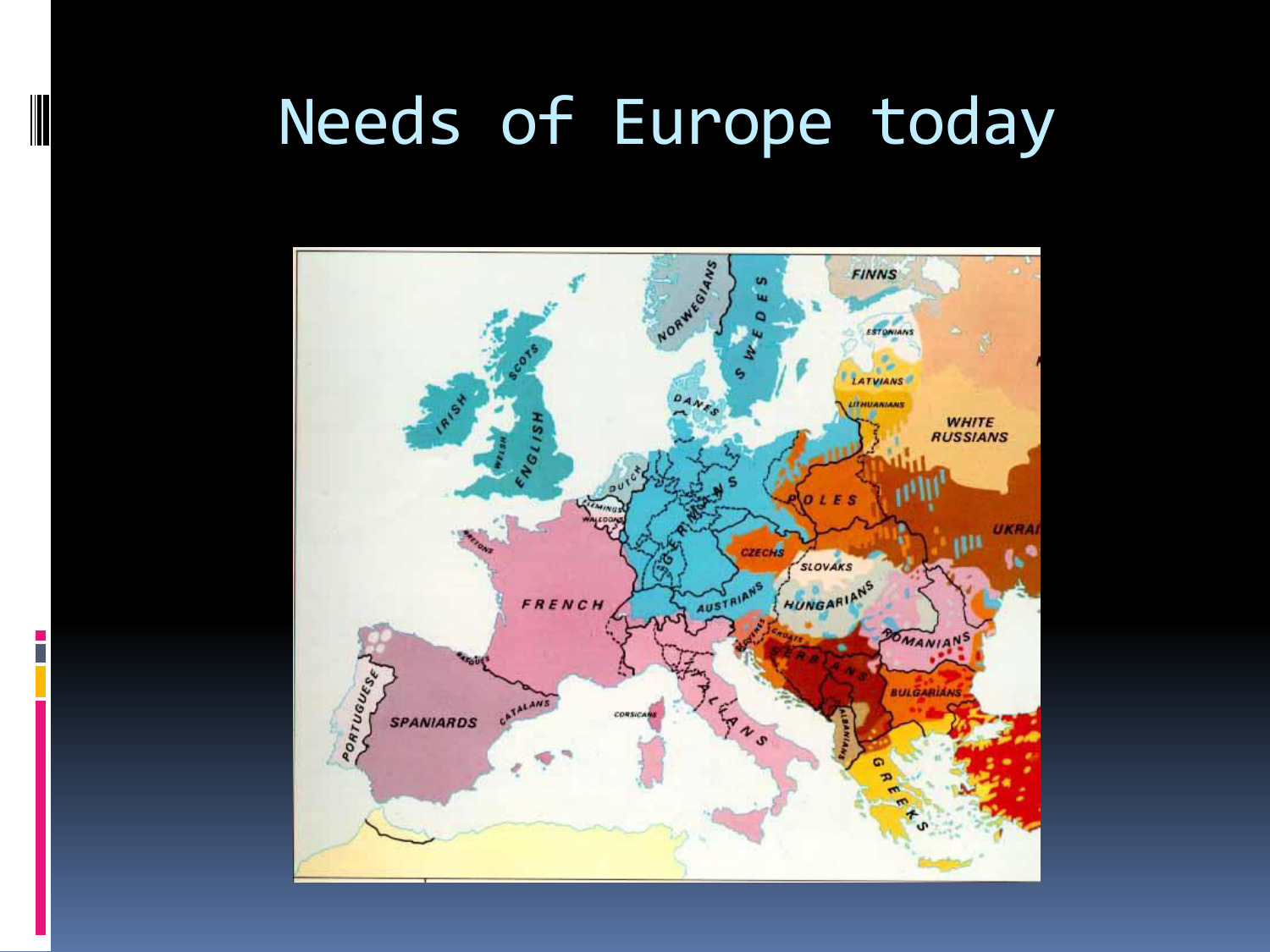# Needs of Europe today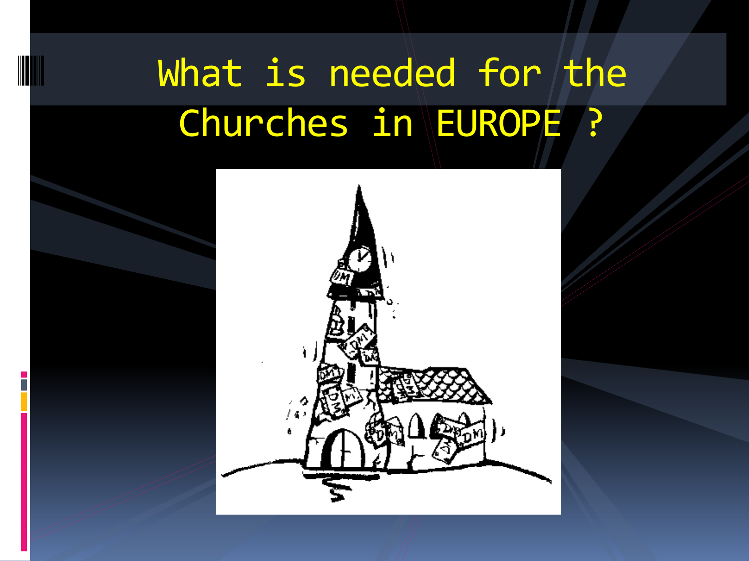# What is needed for the Churches in EUROPE ?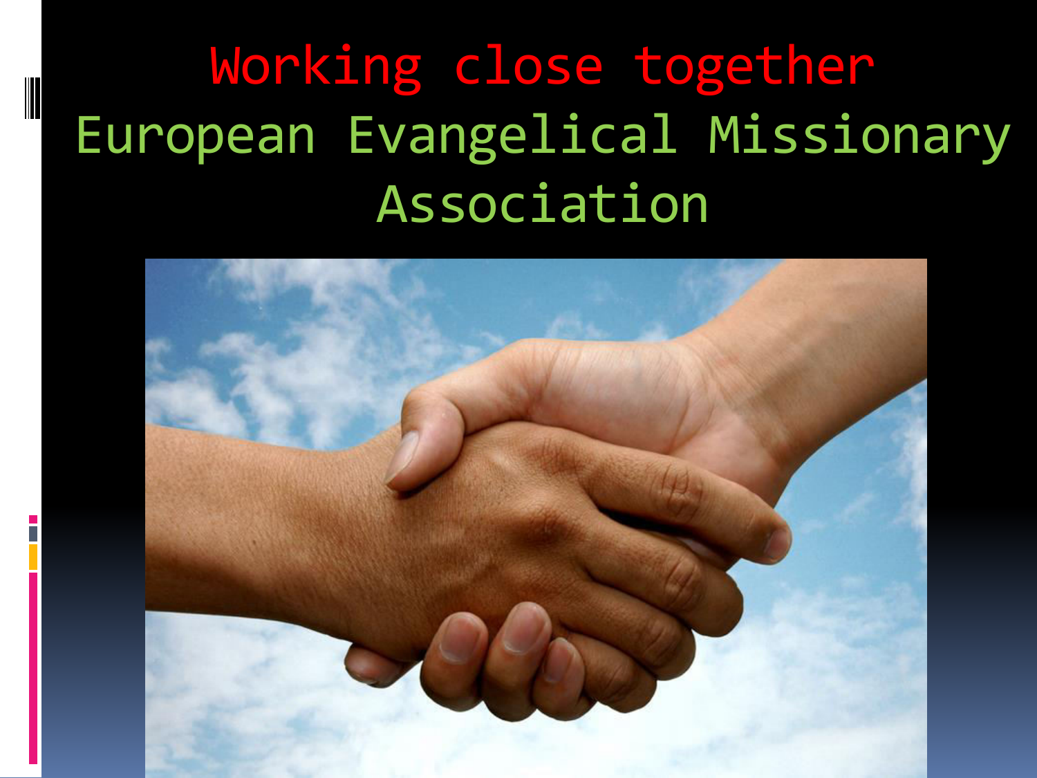# Working close together

## European Evangelical Missionary Association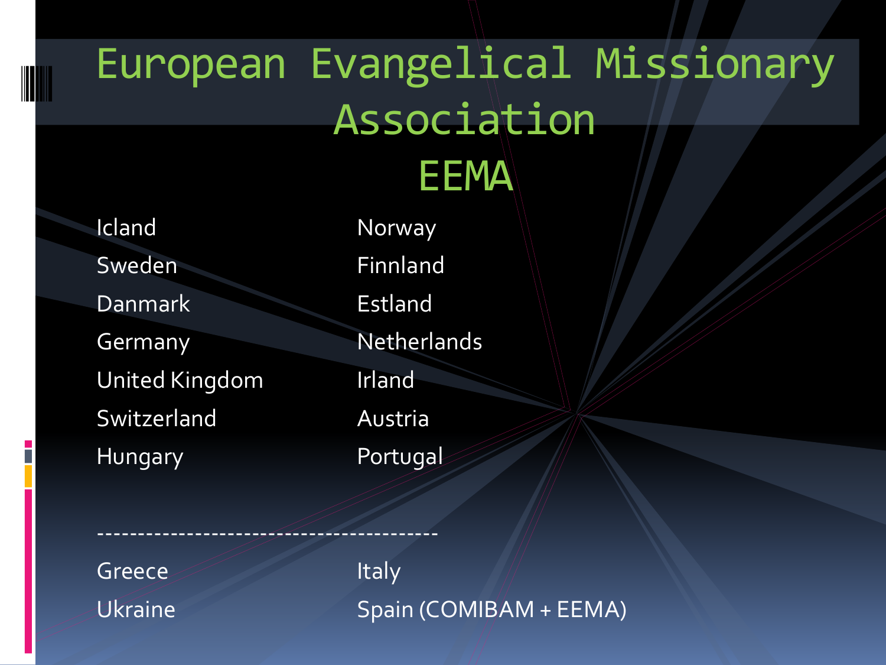# European Evangelical Missionary Association

## EEMA

| | |
|---|---|
| Icland | Norway |
| Sweden | Finnland |
| Danmark | Estland |
| Germany | Netherlands |
| United Kingdom | Irland |
| Switzerland | Austria |
| Hungary | Portugal |

----------------------------------------

| | |
|---|---|
| Greece | Italy |
| Ukraine | Spain (COMIBAM + EEMA) |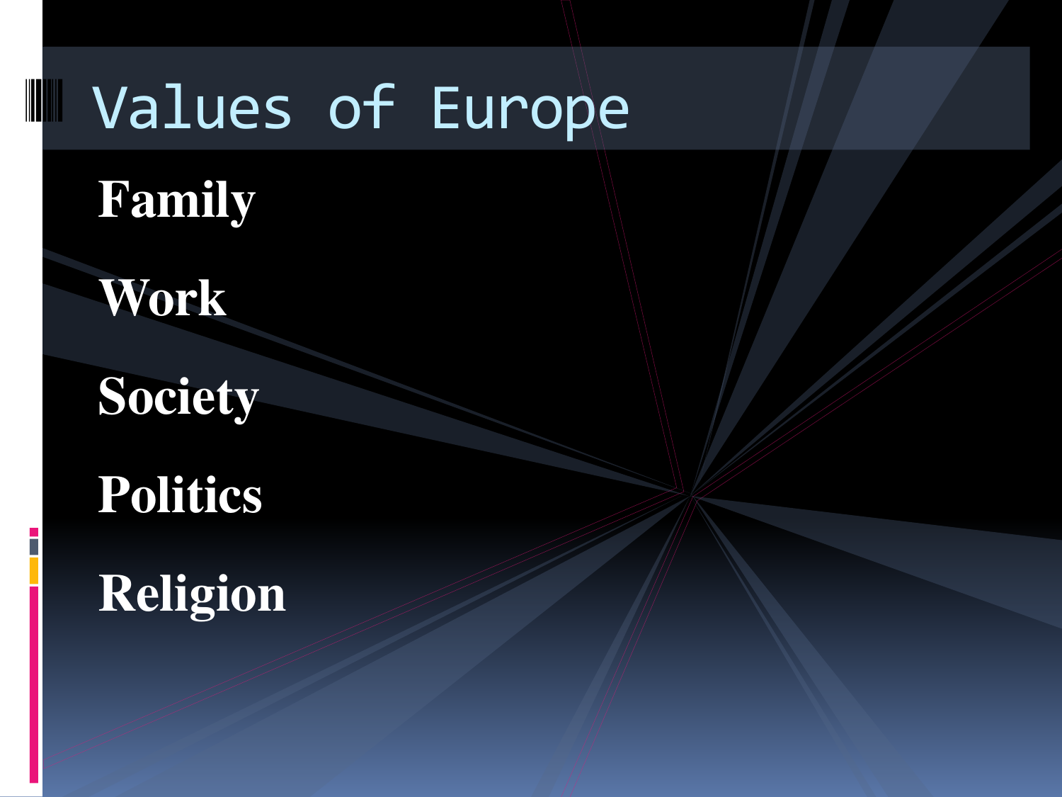# Values of Europe

**Family**

**Work**

**Society**

**Politics**

**Religion**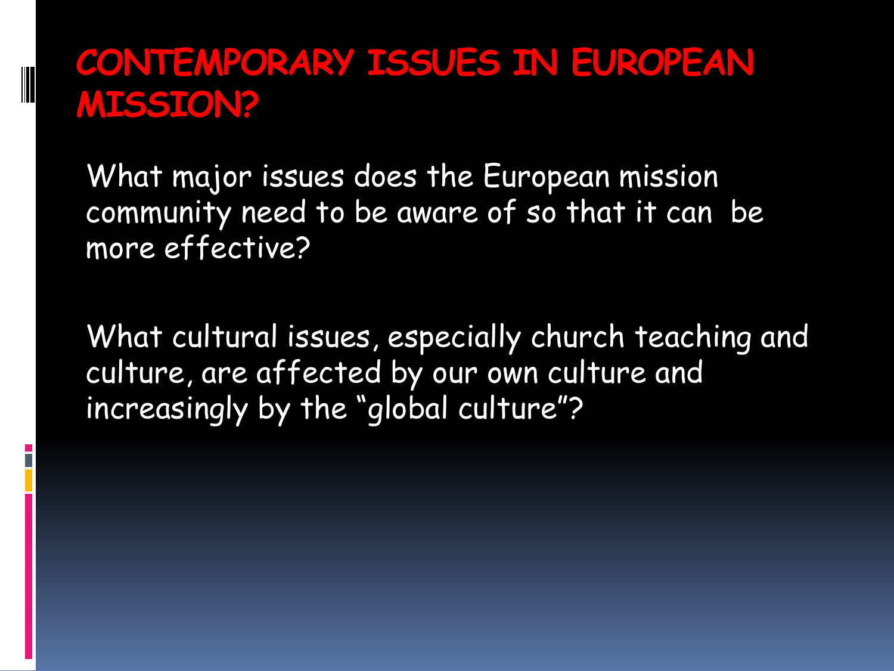# CONTEMPORARY ISSUES IN EUROPEAN MISSION?

What major issues does the European mission community need to be aware of so that it can be more effective?

What cultural issues, especially church teaching and culture, are affected by our own culture and increasingly by the "global culture"?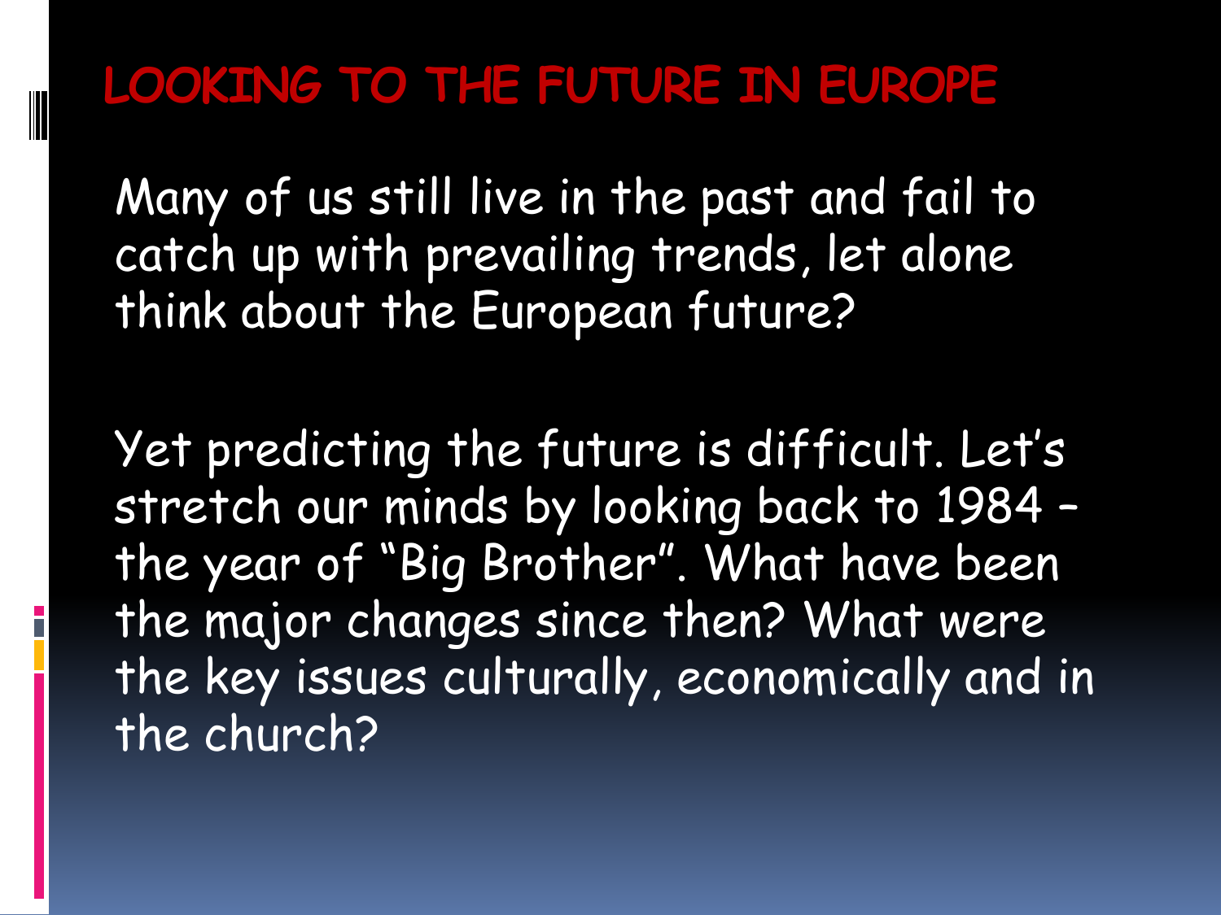# LOOKING TO THE FUTURE IN EUROPE

Many of us still live in the past and fail to catch up with prevailing trends, let alone think about the European future?

Yet predicting the future is difficult. Let's stretch our minds by looking back to 1984 – the year of "Big Brother". What have been the major changes since then? What were the key issues culturally, economically and in the church?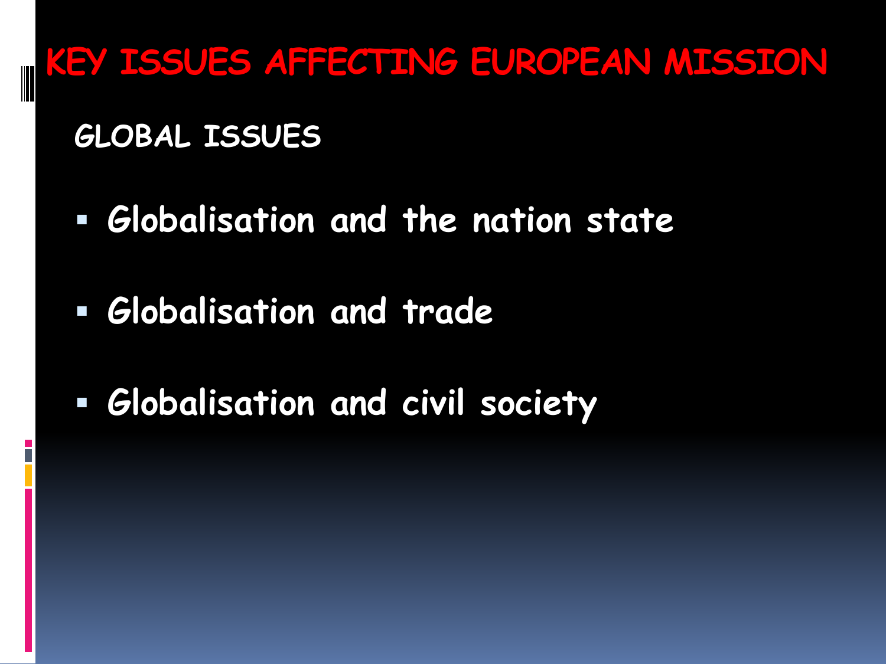# KEY ISSUES AFFECTING EUROPEAN MISSION

## GLOBAL ISSUES

- Globalisation and the nation state
- Globalisation and trade
- Globalisation and civil society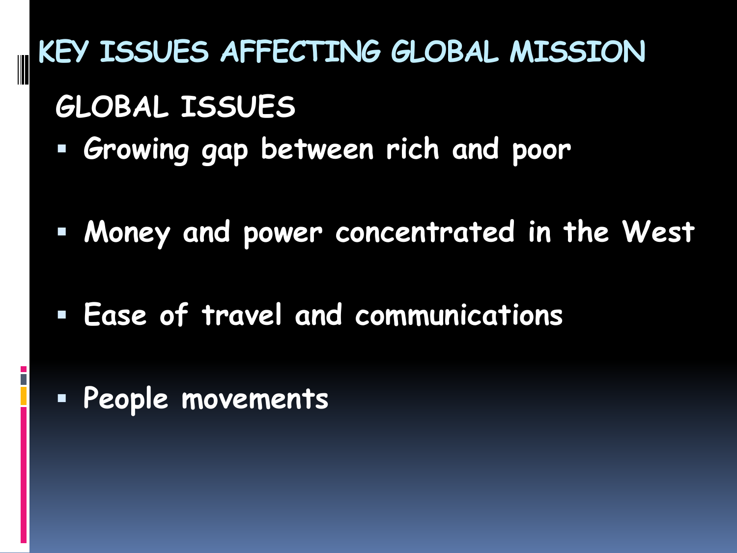# KEY ISSUES AFFECTING GLOBAL MISSION

## GLOBAL ISSUES

- Growing gap between rich and poor
- Money and power concentrated in the West
- Ease of travel and communications
- People movements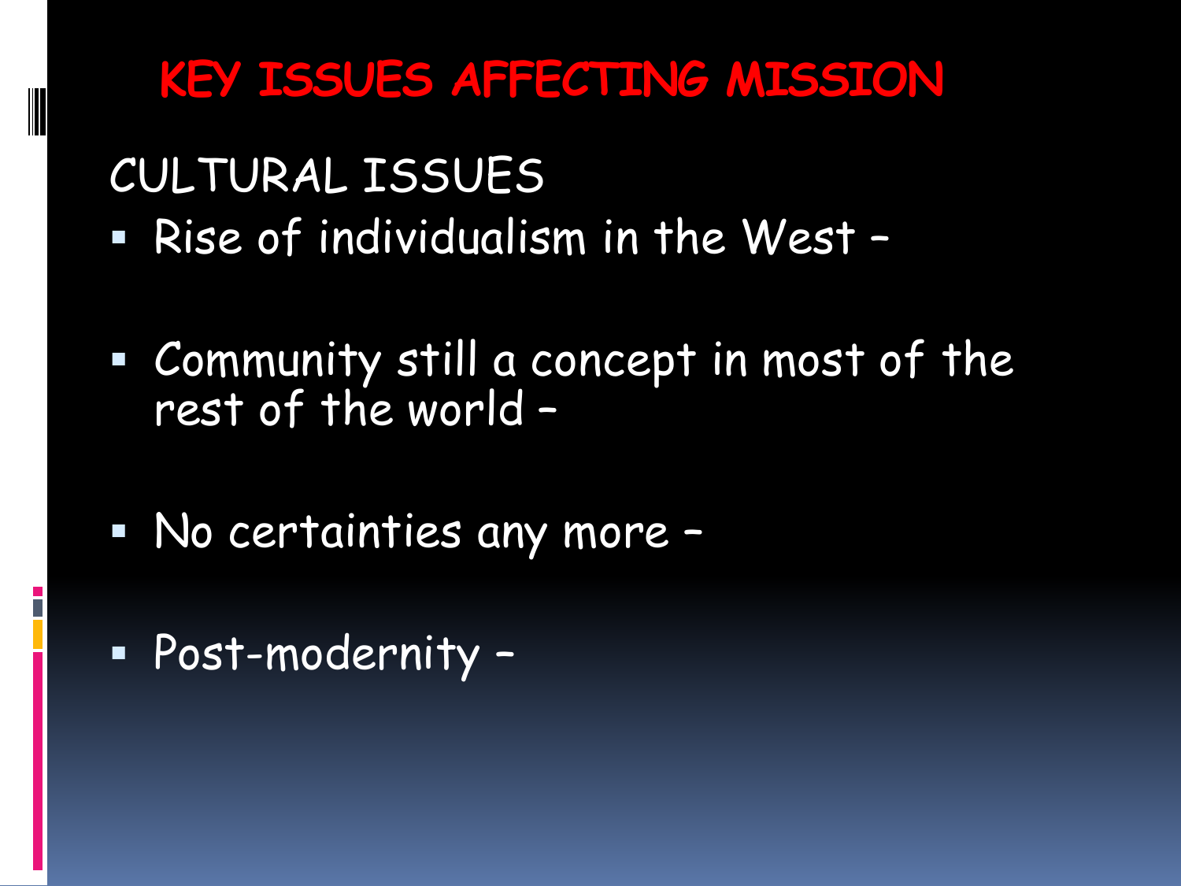# KEY ISSUES AFFECTING MISSION

## CULTURAL ISSUES

- Rise of individualism in the West –
- Community still a concept in most of the rest of the world –
- No certainties any more –
- Post-modernity –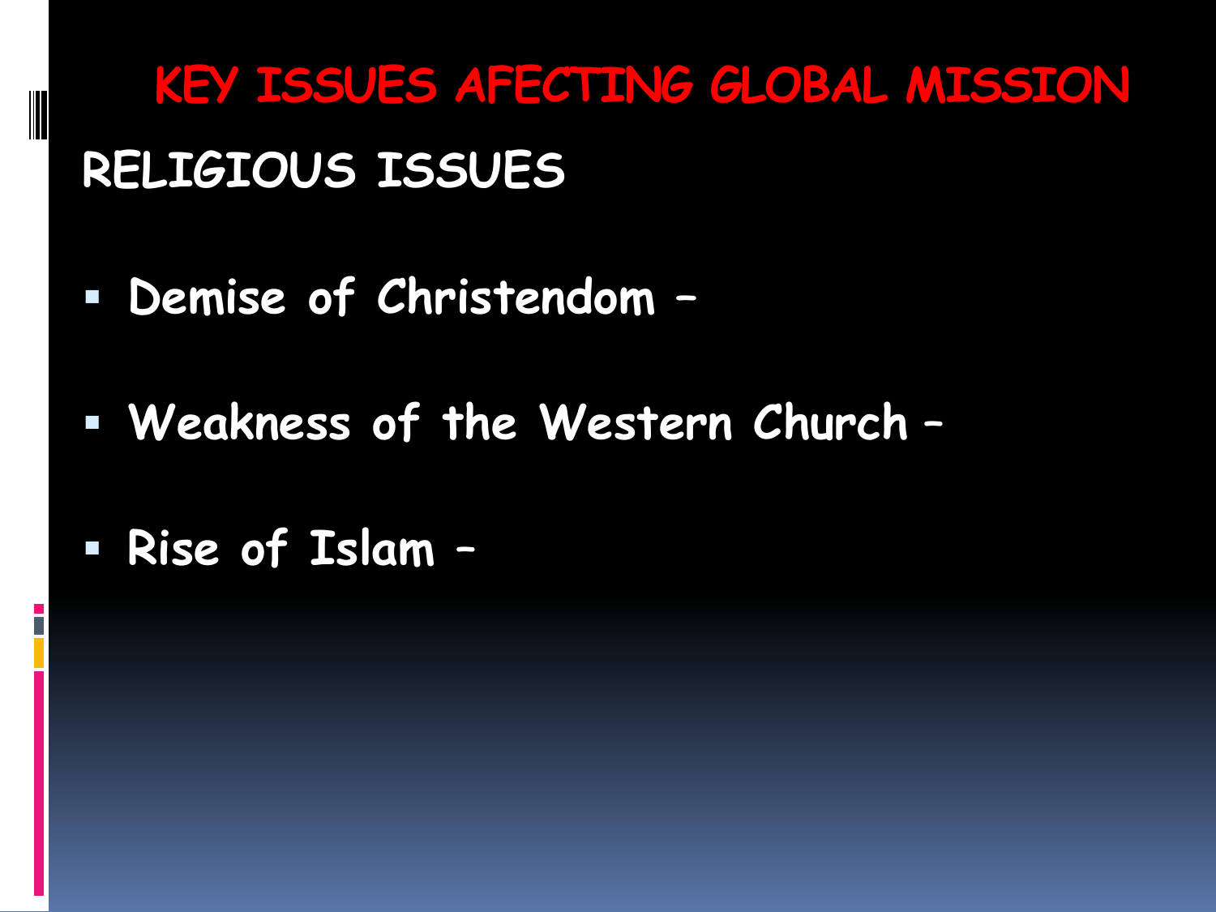# KEY ISSUES AFECTING GLOBAL MISSION

## RELIGIOUS ISSUES

- Demise of Christendom –
- Weakness of the Western Church –
- Rise of Islam –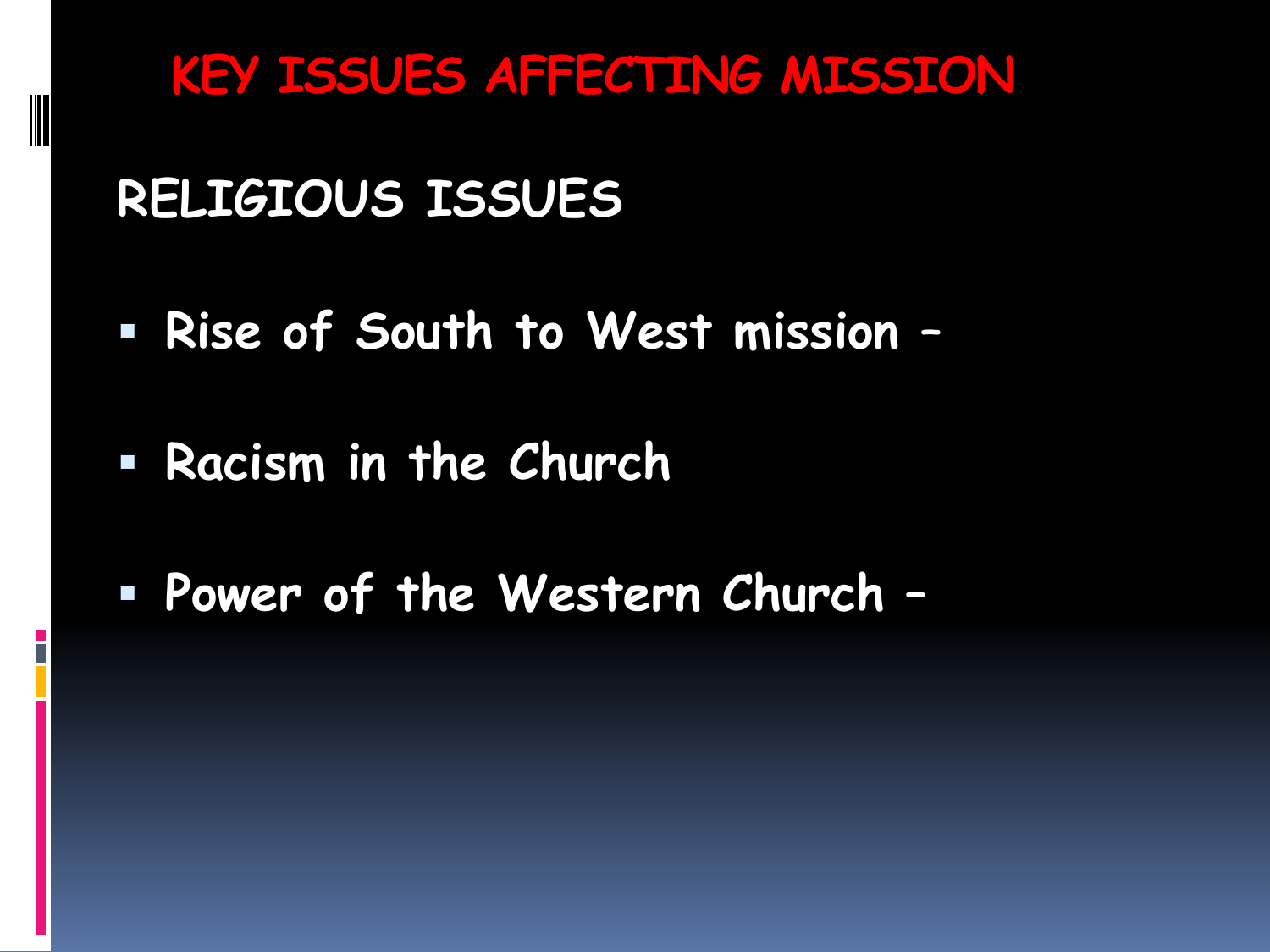# KEY ISSUES AFFECTING MISSION

## RELIGIOUS ISSUES

- Rise of South to West mission –
- Racism in the Church
- Power of the Western Church –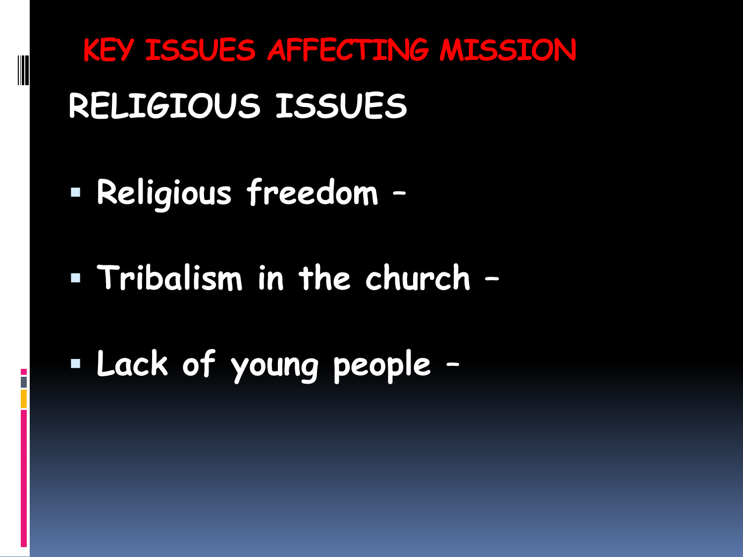# KEY ISSUES AFFECTING MISSION

## RELIGIOUS ISSUES

- Religious freedom –
- Tribalism in the church –
- Lack of young people –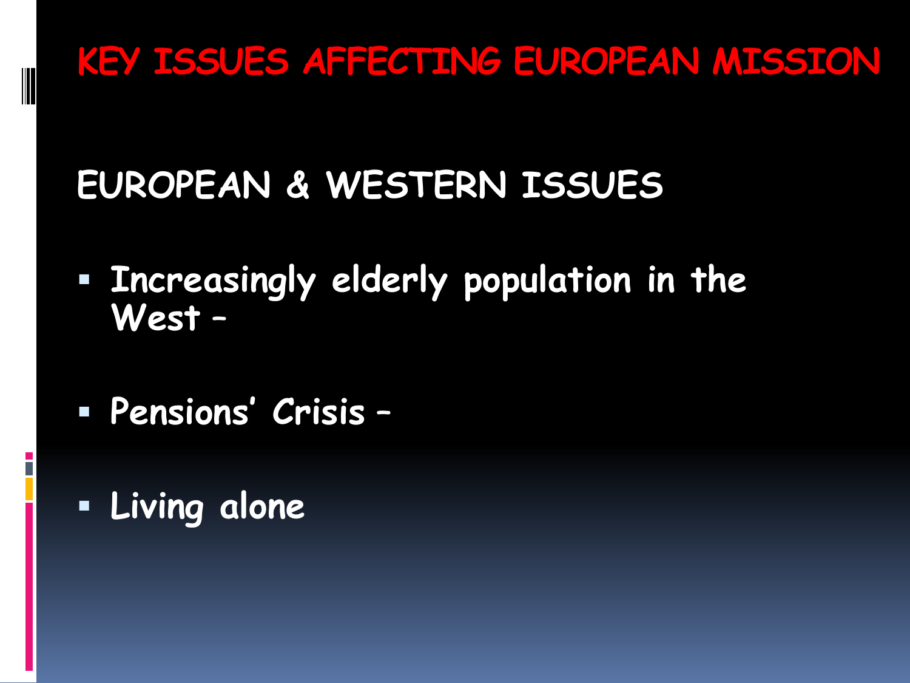# KEY ISSUES AFFECTING EUROPEAN MISSION

## EUROPEAN & WESTERN ISSUES

- Increasingly elderly population in the West –
- Pensions' Crisis –
- Living alone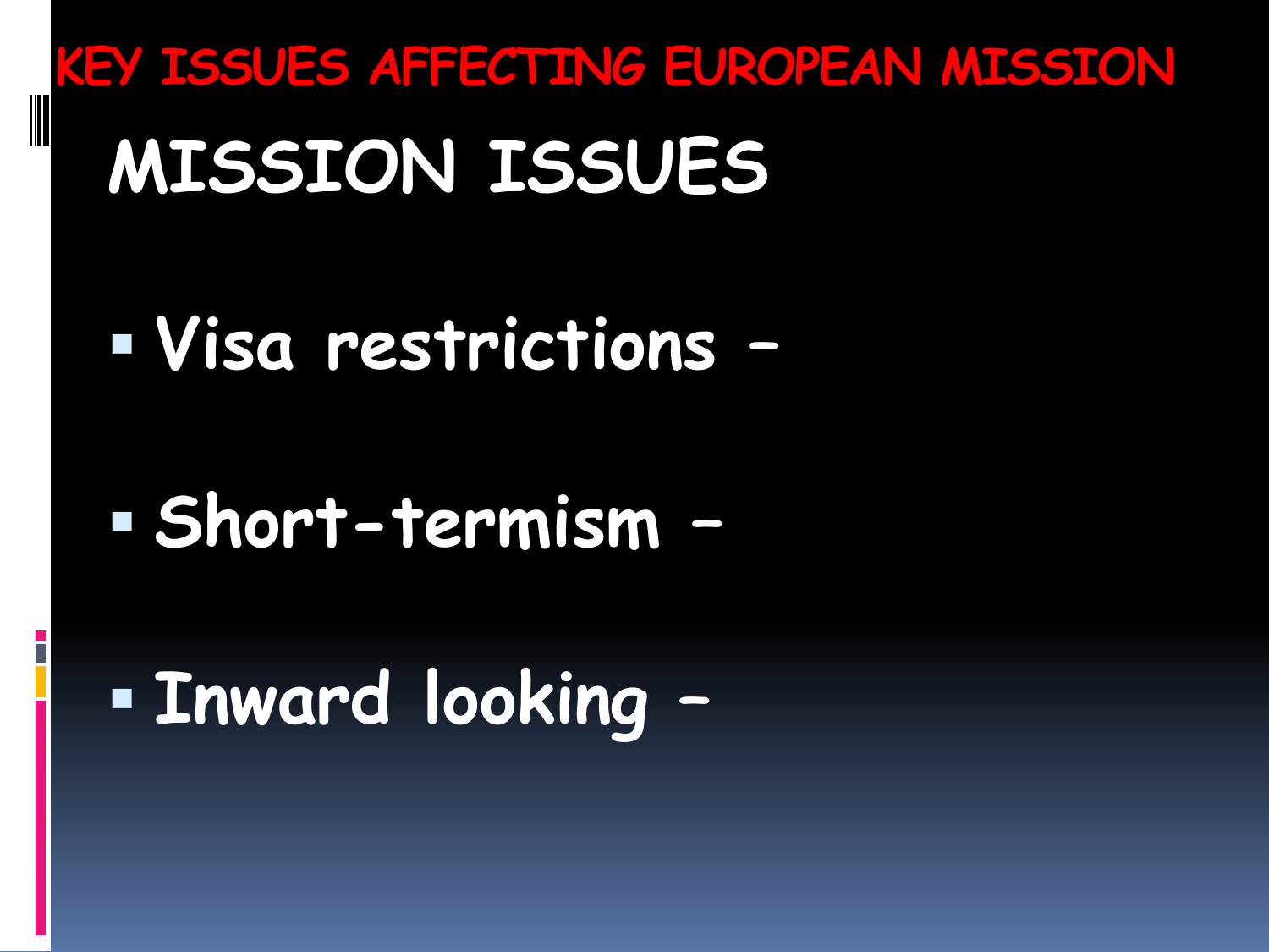# KEY ISSUES AFFECTING EUROPEAN MISSION

## MISSION ISSUES

- Visa restrictions -
- Short-termism -
- Inward looking -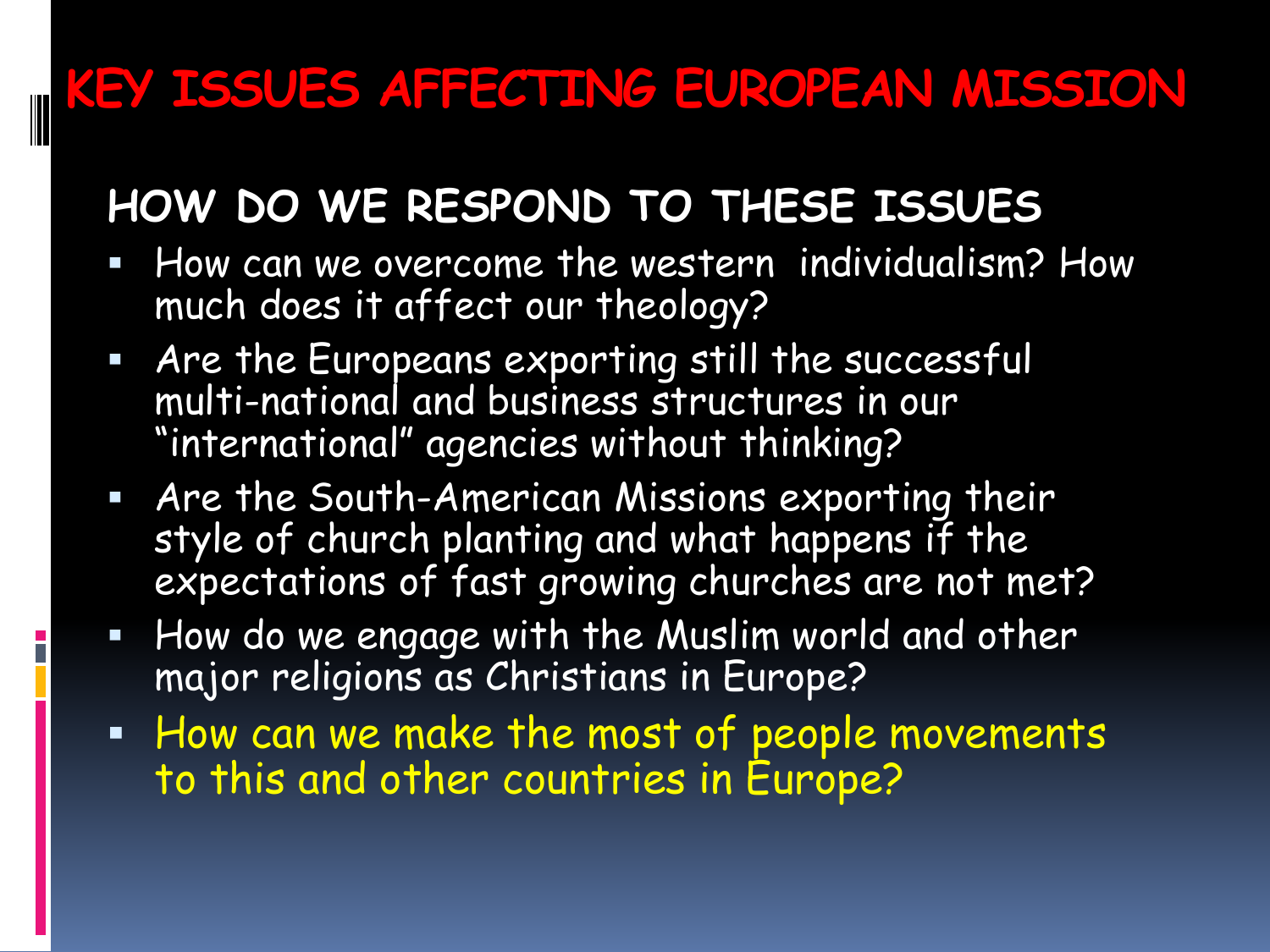# KEY ISSUES AFFECTING EUROPEAN MISSION

## HOW DO WE RESPOND TO THESE ISSUES

- How can we overcome the western individualism? How much does it affect our theology?
- Are the Europeans exporting still the successful multi-national and business structures in our "international" agencies without thinking?
- Are the South-American Missions exporting their style of church planting and what happens if the expectations of fast growing churches are not met?
- How do we engage with the Muslim world and other major religions as Christians in Europe?
- How can we make the most of people movements to this and other countries in Europe?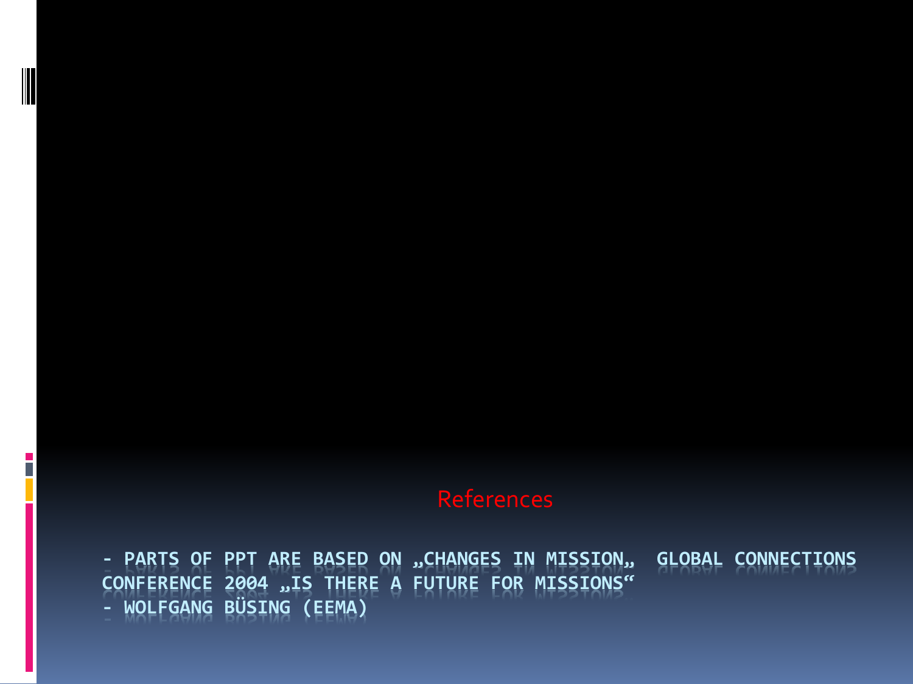References

- PARTS OF PPT ARE BASED ON „CHANGES IN MISSION„  GLOBAL CONNECTIONS CONFERENCE 2004 „IS THERE A FUTURE FOR MISSIONS“
- WOLFGANG BÜSING (EEMA)